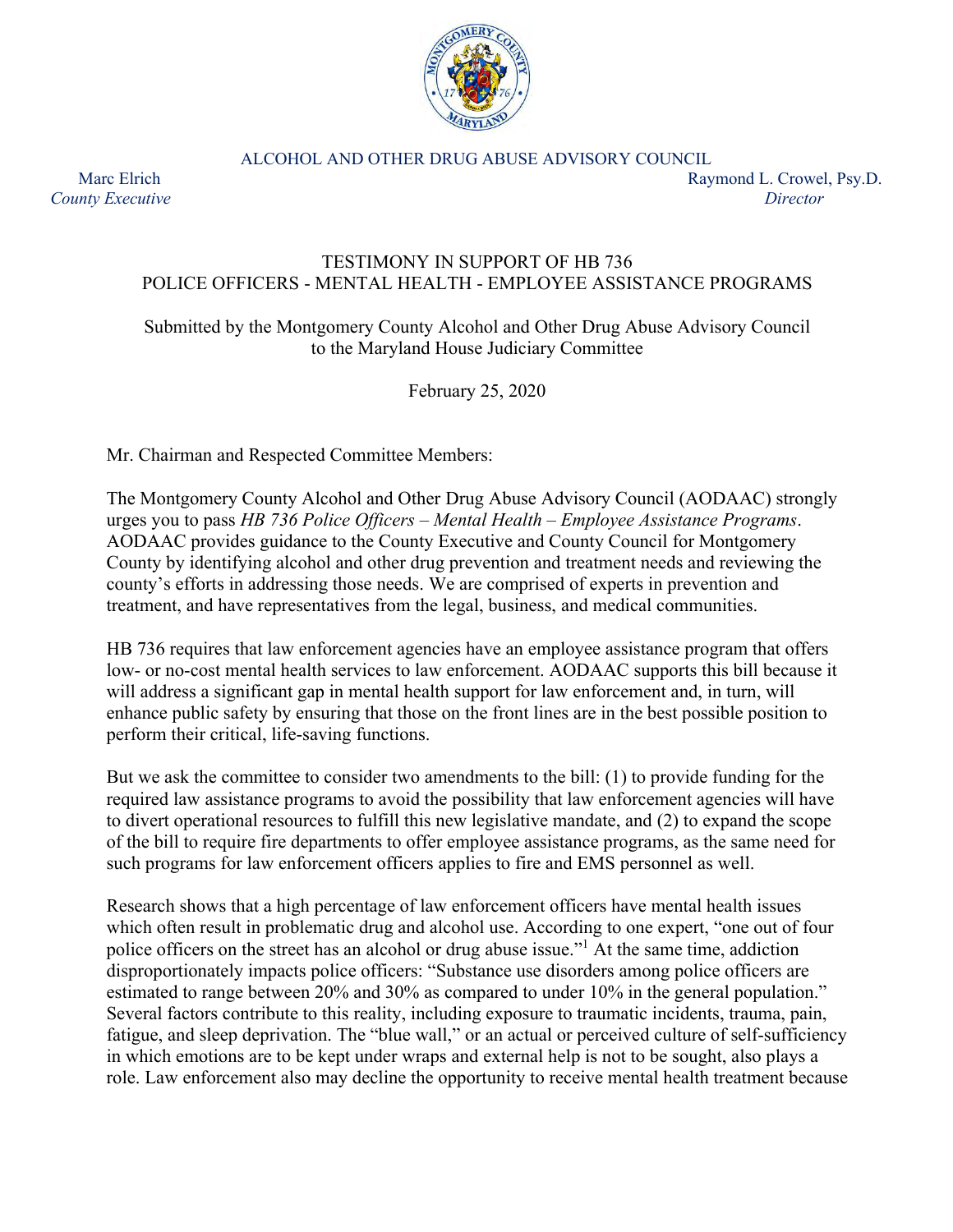ALCOHOL AND OTHER DRUG ABUSE ADVISORY COUNCIL

Marc Elrich
*County Executive*

Raymond L. Crowel, Psy.D.
*Director*

## TESTIMONY IN SUPPORT OF HB 736
## POLICE OFFICERS - MENTAL HEALTH - EMPLOYEE ASSISTANCE PROGRAMS

Submitted by the Montgomery County Alcohol and Other Drug Abuse Advisory Council
to the Maryland House Judiciary Committee

February 25, 2020

Mr. Chairman and Respected Committee Members:

The Montgomery County Alcohol and Other Drug Abuse Advisory Council (AODAAC) strongly urges you to pass *HB 736 Police Officers – Mental Health – Employee Assistance Programs*. AODAAC provides guidance to the County Executive and County Council for Montgomery County by identifying alcohol and other drug prevention and treatment needs and reviewing the county's efforts in addressing those needs. We are comprised of experts in prevention and treatment, and have representatives from the legal, business, and medical communities.

HB 736 requires that law enforcement agencies have an employee assistance program that offers low- or no-cost mental health services to law enforcement. AODAAC supports this bill because it will address a significant gap in mental health support for law enforcement and, in turn, will enhance public safety by ensuring that those on the front lines are in the best possible position to perform their critical, life-saving functions.

But we ask the committee to consider two amendments to the bill: (1) to provide funding for the required law assistance programs to avoid the possibility that law enforcement agencies will have to divert operational resources to fulfill this new legislative mandate, and (2) to expand the scope of the bill to require fire departments to offer employee assistance programs, as the same need for such programs for law enforcement officers applies to fire and EMS personnel as well.

Research shows that a high percentage of law enforcement officers have mental health issues which often result in problematic drug and alcohol use. According to one expert, "one out of four police officers on the street has an alcohol or drug abuse issue."[1] At the same time, addiction disproportionately impacts police officers: "Substance use disorders among police officers are estimated to range between 20% and 30% as compared to under 10% in the general population." Several factors contribute to this reality, including exposure to traumatic incidents, trauma, pain, fatigue, and sleep deprivation. The "blue wall," or an actual or perceived culture of self-sufficiency in which emotions are to be kept under wraps and external help is not to be sought, also plays a role. Law enforcement also may decline the opportunity to receive mental health treatment because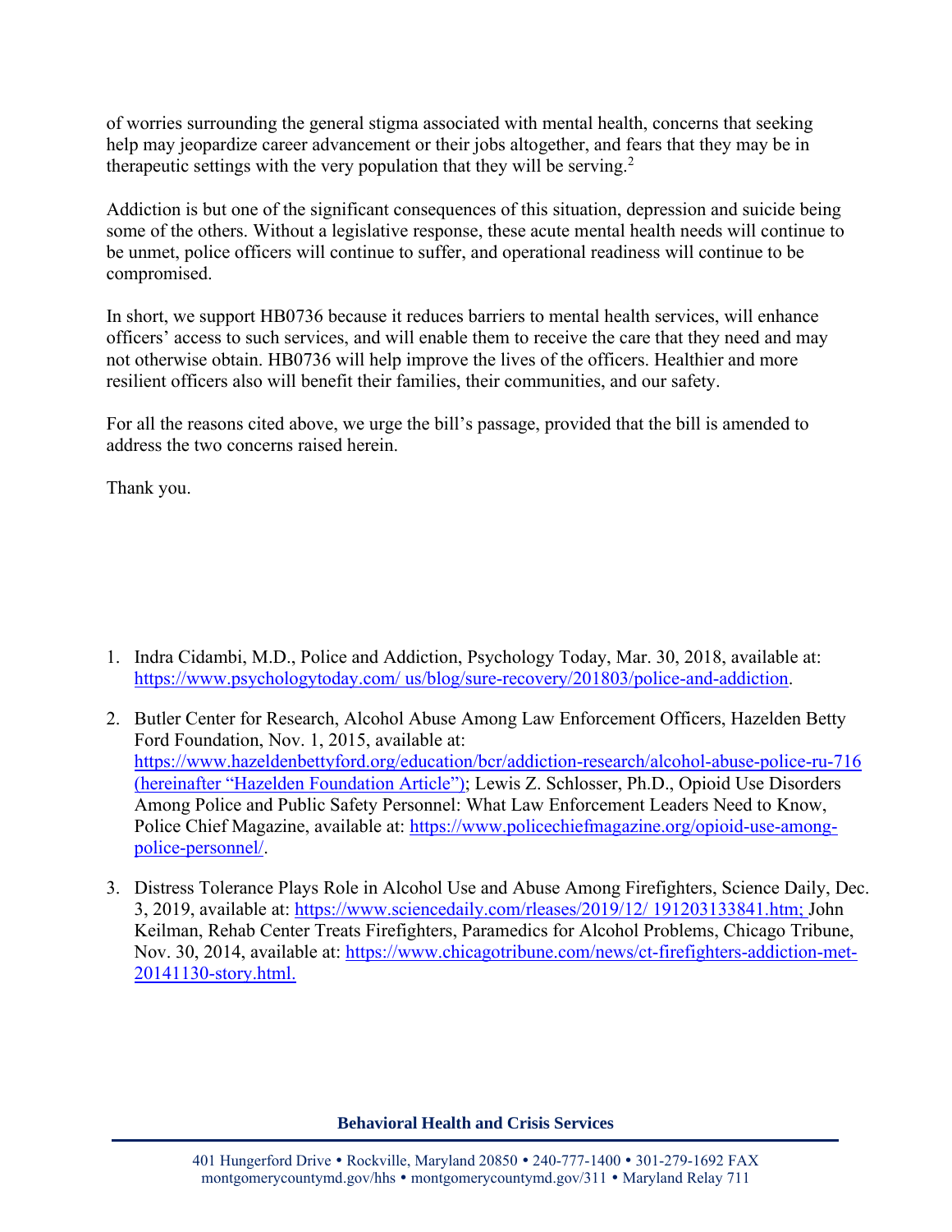of worries surrounding the general stigma associated with mental health, concerns that seeking help may jeopardize career advancement or their jobs altogether, and fears that they may be in therapeutic settings with the very population that they will be serving.[2]

Addiction is but one of the significant consequences of this situation, depression and suicide being some of the others. Without a legislative response, these acute mental health needs will continue to be unmet, police officers will continue to suffer, and operational readiness will continue to be compromised.

In short, we support HB0736 because it reduces barriers to mental health services, will enhance officers' access to such services, and will enable them to receive the care that they need and may not otherwise obtain. HB0736 will help improve the lives of the officers. Healthier and more resilient officers also will benefit their families, their communities, and our safety.

For all the reasons cited above, we urge the bill's passage, provided that the bill is amended to address the two concerns raised herein.

Thank you.

1. Indra Cidambi, M.D., Police and Addiction, Psychology Today, Mar. 30, 2018, available at: https://www.psychologytoday.com/ us/blog/sure-recovery/201803/police-and-addiction.

2. Butler Center for Research, Alcohol Abuse Among Law Enforcement Officers, Hazelden Betty Ford Foundation, Nov. 1, 2015, available at: https://www.hazeldenbettyford.org/education/bcr/addiction-research/alcohol-abuse-police-ru-716 (hereinafter "Hazelden Foundation Article"); Lewis Z. Schlosser, Ph.D., Opioid Use Disorders Among Police and Public Safety Personnel: What Law Enforcement Leaders Need to Know, Police Chief Magazine, available at: https://www.policechiefmagazine.org/opioid-use-among-police-personnel/.

3. Distress Tolerance Plays Role in Alcohol Use and Abuse Among Firefighters, Science Daily, Dec. 3, 2019, available at: https://www.sciencedaily.com/rleases/2019/12/ 191203133841.htm; John Keilman, Rehab Center Treats Firefighters, Paramedics for Alcohol Problems, Chicago Tribune, Nov. 30, 2014, available at: https://www.chicagotribune.com/news/ct-firefighters-addiction-met-20141130-story.html.

**Behavioral Health and Crisis Services**

401 Hungerford Drive • Rockville, Maryland 20850 • 240-777-1400 • 301-279-1692 FAX
montgomerycountymd.gov/hhs • montgomerycountymd.gov/311 • Maryland Relay 711